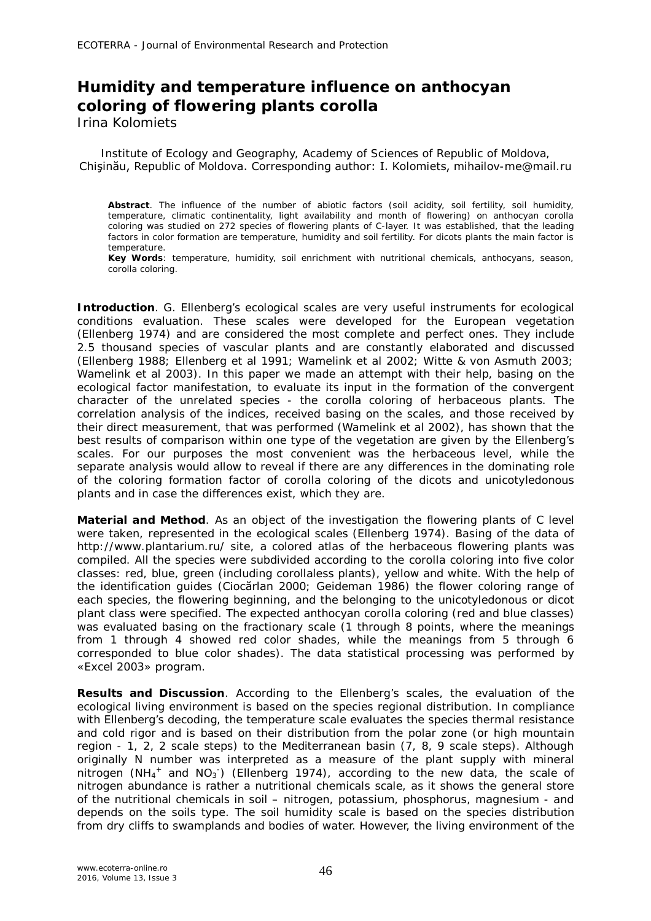# Humidity and temperature influence on anthocyan coloring of flowering plants corolla

Irina Kolomiets

Institute of Ecology and Geography, Academy of Sciences of Republic of Moldova, Chişinău, Republic of Moldova. Corresponding author: I. Kolomiets, mihailov-me@mail.ru

**Abstract**. The influence of the number of abiotic factors (soil acidity, soil fertility, soil humidity, temperature, climatic continentality, light availability and month of flowering) on anthocyan corolla coloring was studied on 272 species of flowering plants of C-layer. It was established, that the leading factors in color formation are temperature, humidity and soil fertility. For dicots plants the main factor is temperature.

**Key Words**: temperature, humidity, soil enrichment with nutritional chemicals, anthocyans, season, corolla coloring.

**Introduction**. G. Ellenberg's ecological scales are very useful instruments for ecological conditions evaluation. These scales were developed for the European vegetation (Ellenberg 1974) and are considered the most complete and perfect ones. They include 2.5 thousand species of vascular plants and are constantly elaborated and discussed (Ellenberg 1988; Ellenberg et al 1991; Wamelink et al 2002; Witte & von Asmuth 2003; Wamelink et al 2003). In this paper we made an attempt with their help, basing on the ecological factor manifestation, to evaluate its input in the formation of the convergent character of the unrelated species - the corolla coloring of herbaceous plants. The correlation analysis of the indices, received basing on the scales, and those received by their direct measurement, that was performed (Wamelink et al 2002), has shown that the best results of comparison within one type of the vegetation are given by the Ellenberg's scales. For our purposes the most convenient was the herbaceous level, while the separate analysis would allow to reveal if there are any differences in the dominating role of the coloring formation factor of corolla coloring of the dicots and unicotyledonous plants and in case the differences exist, which they are.

**Material and Method**. As an object of the investigation the flowering plants of C level were taken, represented in the ecological scales (Ellenberg 1974). Basing of the data of http://www.plantarium.ru/ site, a colored atlas of the herbaceous flowering plants was compiled. All the species were subdivided according to the corolla coloring into five color classes: red, blue, green (including corollaless plants), yellow and white. With the help of the identification guides (Ciocărlan 2000; Geideman 1986) the flower coloring range of each species, the flowering beginning, and the belonging to the unicotyledonous or dicot plant class were specified. The expected anthocyan corolla coloring (red and blue classes) was evaluated basing on the fractionary scale (1 through 8 points, where the meanings from 1 through 4 showed red color shades, while the meanings from 5 through 6 corresponded to blue color shades). The data statistical processing was performed by «Excel 2003» program.

**Results and Discussion**. According to the Ellenberg's scales, the evaluation of the ecological living environment is based on the species regional distribution. In compliance with Ellenberg's decoding, the temperature scale evaluates the species thermal resistance and cold rigor and is based on their distribution from the polar zone (or high mountain region - 1, 2, 2 scale steps) to the Mediterranean basin (7, 8, 9 scale steps). Although originally N number was interpreted as a measure of the plant supply with mineral nitrogen ($NH_4^+$ and $NO_3^-$) (Ellenberg 1974), according to the new data, the scale of nitrogen abundance is rather a nutritional chemicals scale, as it shows the general store of the nutritional chemicals in soil – nitrogen, potassium, phosphorus, magnesium - and depends on the soils type. The soil humidity scale is based on the species distribution from dry cliffs to swamplands and bodies of water. However, the living environment of the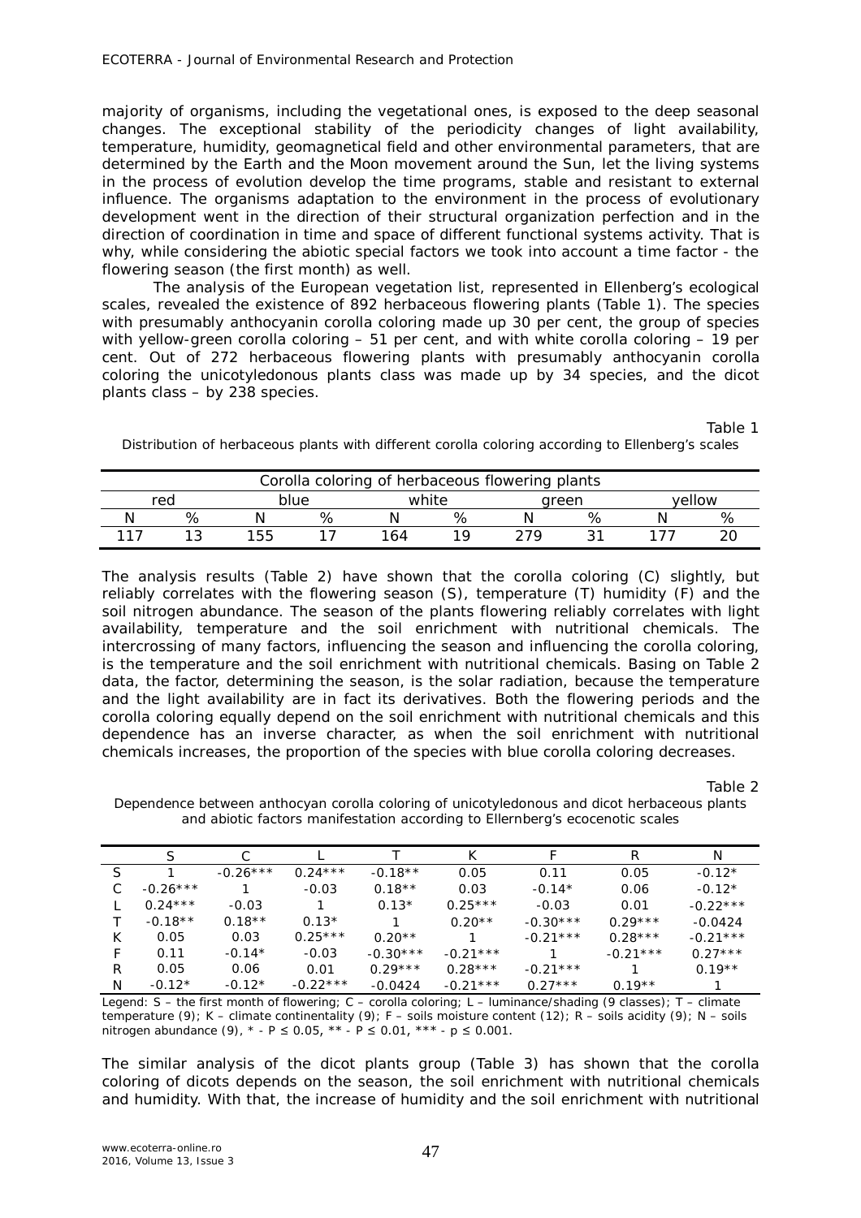majority of organisms, including the vegetational ones, is exposed to the deep seasonal changes. The exceptional stability of the periodicity changes of light availability, temperature, humidity, geomagnetical field and other environmental parameters, that are determined by the Earth and the Moon movement around the Sun, let the living systems in the process of evolution develop the time programs, stable and resistant to external influence. The organisms adaptation to the environment in the process of evolutionary development went in the direction of their structural organization perfection and in the direction of coordination in time and space of different functional systems activity. That is why, while considering the abiotic special factors we took into account a time factor - the flowering season (the first month) as well.

The analysis of the European vegetation list, represented in Ellenberg's ecological scales, revealed the existence of 892 herbaceous flowering plants (Table 1). The species with presumably anthocyanin corolla coloring made up 30 per cent, the group of species with yellow-green corolla coloring – 51 per cent, and with white corolla coloring – 19 per cent. Out of 272 herbaceous flowering plants with presumably anthocyanin corolla coloring the unicotyledonous plants class was made up by 34 species, and the dicot plants class – by 238 species.

Table 1

Distribution of herbaceous plants with different corolla coloring according to Ellenberg's scales

| Corolla coloring of herbaceous flowering plants | | | | | | | | | |
|---|---|---|---|---|---|---|---|---|---|
| red | | blue | | white | | green | | yellow | |
| N | % | N | % | N | % | N | % | N | % |
| 117 | 13 | 155 | 17 | 164 | 19 | 279 | 31 | 177 | 20 |

The analysis results (Table 2) have shown that the corolla coloring (C) slightly, but reliably correlates with the flowering season (S), temperature (T) humidity (F) and the soil nitrogen abundance. The season of the plants flowering reliably correlates with light availability, temperature and the soil enrichment with nutritional chemicals. The intercrossing of many factors, influencing the season and influencing the corolla coloring, is the temperature and the soil enrichment with nutritional chemicals. Basing on Table 2 data, the factor, determining the season, is the solar radiation, because the temperature and the light availability are in fact its derivatives. Both the flowering periods and the corolla coloring equally depend on the soil enrichment with nutritional chemicals and this dependence has an inverse character, as when the soil enrichment with nutritional chemicals increases, the proportion of the species with blue corolla coloring decreases.

Table 2

Dependence between anthocyan corolla coloring of unicotyledonous and dicot herbaceous plants and abiotic factors manifestation according to Ellernberg's ecocenotic scales

| | S | C | L | T | K | F | R | N |
|---|---|---|---|---|---|---|---|---|
| S | 1 | -0.26*** | 0.24*** | -0.18** | 0.05 | 0.11 | 0.05 | -0.12* |
| C | -0.26*** | 1 | -0.03 | 0.18** | 0.03 | -0.14* | 0.06 | -0.12* |
| L | 0.24*** | -0.03 | 1 | 0.13* | 0.25*** | -0.03 | 0.01 | -0.22*** |
| T | -0.18** | 0.18** | 0.13* | 1 | 0.20** | -0.30*** | 0.29*** | -0.0424 |
| K | 0.05 | 0.03 | 0.25*** | 0.20** | 1 | -0.21*** | 0.28*** | -0.21*** |
| F | 0.11 | -0.14* | -0.03 | -0.30*** | -0.21*** | 1 | -0.21*** | 0.27*** |
| R | 0.05 | 0.06 | 0.01 | 0.29*** | 0.28*** | -0.21*** | 1 | 0.19** |
| N | -0.12* | -0.12* | -0.22*** | -0.0424 | -0.21*** | 0.27*** | 0.19** | 1 |

Legend: S – the first month of flowering; C – corolla coloring; L – luminance/shading (9 classes); T – climate temperature (9); K – climate continentality (9); F – soils moisture content (12); R – soils acidity (9); N – soils nitrogen abundance (9), * - $P \leq 0.05$, ** - $P \leq 0.01$, *** - $p \leq 0.001$.

The similar analysis of the dicot plants group (Table 3) has shown that the corolla coloring of dicots depends on the season, the soil enrichment with nutritional chemicals and humidity. With that, the increase of humidity and the soil enrichment with nutritional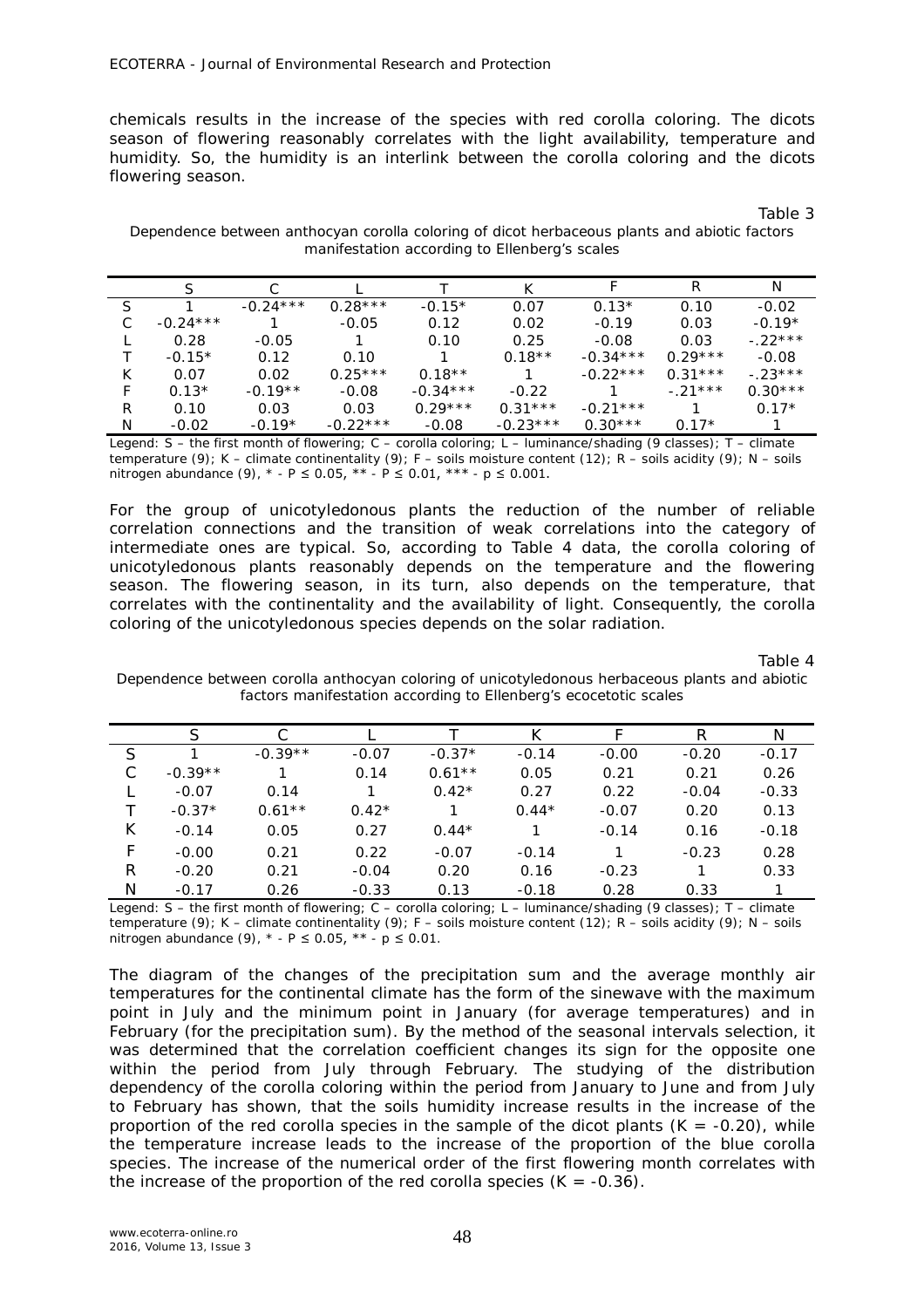chemicals results in the increase of the species with red corolla coloring. The dicots season of flowering reasonably correlates with the light availability, temperature and humidity. So, the humidity is an interlink between the corolla coloring and the dicots flowering season.

Table 3

Dependence between anthocyan corolla coloring of dicot herbaceous plants and abiotic factors manifestation according to Ellenberg's scales

| | S | C | L | T | K | F | R | N |
|---|---|---|---|---|---|---|---|---|
| S | 1 | -0.24*** | 0.28*** | -0.15* | 0.07 | 0.13* | 0.10 | -0.02 |
| C | -0.24*** | 1 | -0.05 | 0.12 | 0.02 | -0.19 | 0.03 | -0.19* |
| L | 0.28 | -0.05 | 1 | 0.10 | 0.25 | -0.08 | 0.03 | -.22*** |
| T | -0.15* | 0.12 | 0.10 | 1 | 0.18** | -0.34*** | 0.29*** | -0.08 |
| K | 0.07 | 0.02 | 0.25*** | 0.18** | 1 | -0.22*** | 0.31*** | -.23*** |
| F | 0.13* | -0.19** | -0.08 | -0.34*** | -0.22 | 1 | -.21*** | 0.30*** |
| R | 0.10 | 0.03 | 0.03 | 0.29*** | 0.31*** | -0.21*** | 1 | 0.17* |
| N | -0.02 | -0.19* | -0.22*** | -0.08 | -0.23*** | 0.30*** | 0.17* | 1 |

Legend: S – the first month of flowering; C – corolla coloring; L – luminance/shading (9 classes); T – climate temperature (9); K – climate continentality (9); F – soils moisture content (12); R – soils acidity (9); N – soils nitrogen abundance (9), * - P ≤ 0.05, ** - P ≤ 0.01, *** - p ≤ 0.001.

For the group of unicotyledonous plants the reduction of the number of reliable correlation connections and the transition of weak correlations into the category of intermediate ones are typical. So, according to Table 4 data, the corolla coloring of unicotyledonous plants reasonably depends on the temperature and the flowering season. The flowering season, in its turn, also depends on the temperature, that correlates with the continentality and the availability of light. Consequently, the corolla coloring of the unicotyledonous species depends on the solar radiation.

Table 4

Dependence between corolla anthocyan coloring of unicotyledonous herbaceous plants and abiotic factors manifestation according to Ellenberg's ecocetotic scales

| | S | C | L | T | K | F | R | N |
|---|---|---|---|---|---|---|---|---|
| S | 1 | -0.39** | -0.07 | -0.37* | -0.14 | -0.00 | -0.20 | -0.17 |
| C | -0.39** | 1 | 0.14 | 0.61** | 0.05 | 0.21 | 0.21 | 0.26 |
| L | -0.07 | 0.14 | 1 | 0.42* | 0.27 | 0.22 | -0.04 | -0.33 |
| T | -0.37* | 0.61** | 0.42* | 1 | 0.44* | -0.07 | 0.20 | 0.13 |
| K | -0.14 | 0.05 | 0.27 | 0.44* | 1 | -0.14 | 0.16 | -0.18 |
| F | -0.00 | 0.21 | 0.22 | -0.07 | -0.14 | 1 | -0.23 | 0.28 |
| R | -0.20 | 0.21 | -0.04 | 0.20 | 0.16 | -0.23 | 1 | 0.33 |
| N | -0.17 | 0.26 | -0.33 | 0.13 | -0.18 | 0.28 | 0.33 | 1 |

Legend: S – the first month of flowering; C – corolla coloring; L – luminance/shading (9 classes); T – climate temperature (9); K – climate continentality (9); F – soils moisture content (12); R – soils acidity (9); N – soils nitrogen abundance (9), * - P ≤ 0.05, ** - p ≤ 0.01.

The diagram of the changes of the precipitation sum and the average monthly air temperatures for the continental climate has the form of the sinewave with the maximum point in July and the minimum point in January (for average temperatures) and in February (for the precipitation sum). By the method of the seasonal intervals selection, it was determined that the correlation coefficient changes its sign for the opposite one within the period from July through February. The studying of the distribution dependency of the corolla coloring within the period from January to June and from July to February has shown, that the soils humidity increase results in the increase of the proportion of the red corolla species in the sample of the dicot plants (K = -0.20), while the temperature increase leads to the increase of the proportion of the blue corolla species. The increase of the numerical order of the first flowering month correlates with the increase of the proportion of the red corolla species (K = -0.36).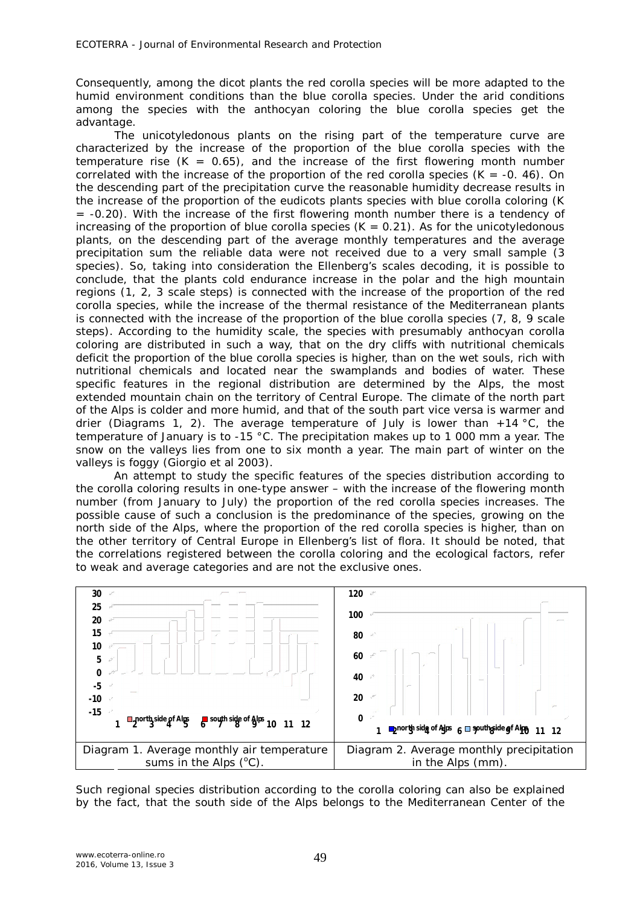Consequently, among the dicot plants the red corolla species will be more adapted to the humid environment conditions than the blue corolla species. Under the arid conditions among the species with the anthocyan coloring the blue corolla species get the advantage.

The unicotyledonous plants on the rising part of the temperature curve are characterized by the increase of the proportion of the blue corolla species with the temperature rise (K = 0.65), and the increase of the first flowering month number correlated with the increase of the proportion of the red corolla species (K = -0. 46). On the descending part of the precipitation curve the reasonable humidity decrease results in the increase of the proportion of the eudicots plants species with blue corolla coloring (K = -0.20). With the increase of the first flowering month number there is a tendency of increasing of the proportion of blue corolla species (K = 0.21). As for the unicotyledonous plants, on the descending part of the average monthly temperatures and the average precipitation sum the reliable data were not received due to a very small sample (3 species). So, taking into consideration the Ellenberg's scales decoding, it is possible to conclude, that the plants cold endurance increase in the polar and the high mountain regions (1, 2, 3 scale steps) is connected with the increase of the proportion of the red corolla species, while the increase of the thermal resistance of the Mediterranean plants is connected with the increase of the proportion of the blue corolla species (7, 8, 9 scale steps). According to the humidity scale, the species with presumably anthocyan corolla coloring are distributed in such a way, that on the dry cliffs with nutritional chemicals deficit the proportion of the blue corolla species is higher, than on the wet souls, rich with nutritional chemicals and located near the swamplands and bodies of water. These specific features in the regional distribution are determined by the Alps, the most extended mountain chain on the territory of Central Europe. The climate of the north part of the Alps is colder and more humid, and that of the south part vice versa is warmer and drier (Diagrams 1, 2). The average temperature of July is lower than +14 °C, the temperature of January is to -15 °C. The precipitation makes up to 1 000 mm a year. The snow on the valleys lies from one to six month a year. The main part of winter on the valleys is foggy (Giorgio et al 2003).

An attempt to study the specific features of the species distribution according to the corolla coloring results in one-type answer – with the increase of the flowering month number (from January to July) the proportion of the red corolla species increases. The possible cause of such a conclusion is the predominance of the species, growing on the north side of the Alps, where the proportion of the red corolla species is higher, than on the other territory of Central Europe in Ellenberg's list of flora. It should be noted, that the correlations registered between the corolla coloring and the ecological factors, refer to weak and average categories and are not the exclusive ones.

| Diagram 1. Average monthly air temperature sums in the Alps (°C). | Diagram 2. Average monthly precipitation in the Alps (mm). |
|---|---|

Such regional species distribution according to the corolla coloring can also be explained by the fact, that the south side of the Alps belongs to the Mediterranean Center of the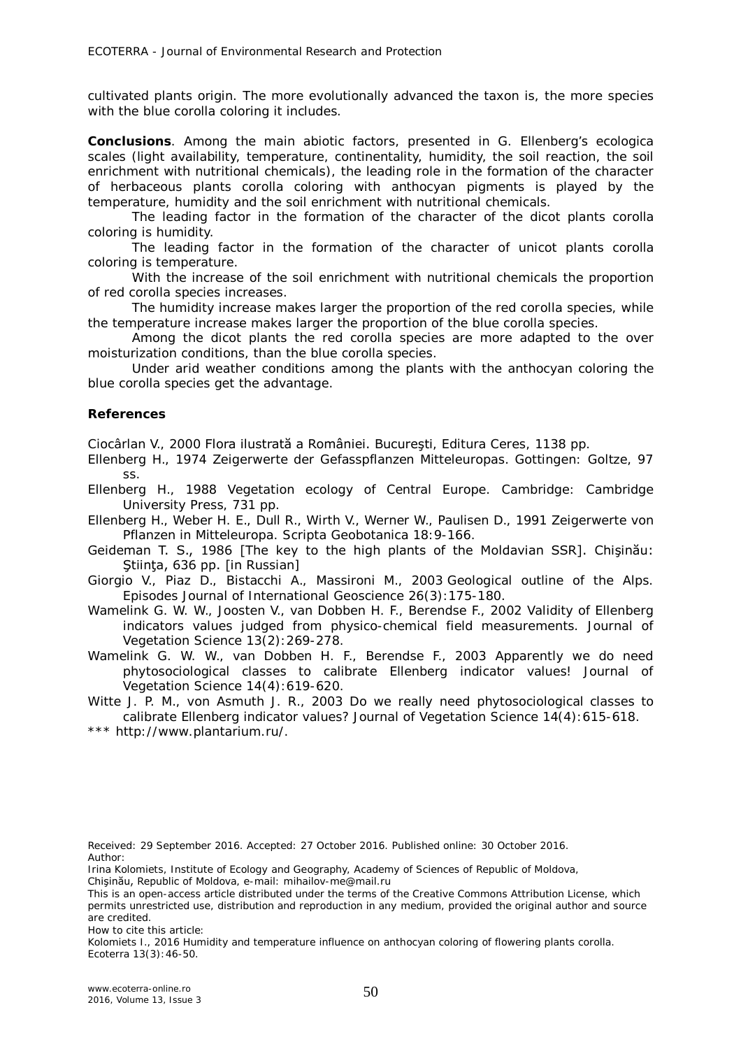cultivated plants origin. The more evolutionally advanced the taxon is, the more species with the blue corolla coloring it includes.

**Conclusions**. Among the main abiotic factors, presented in G. Ellenberg's ecologica scales (light availability, temperature, continentality, humidity, the soil reaction, the soil enrichment with nutritional chemicals), the leading role in the formation of the character of herbaceous plants corolla coloring with anthocyan pigments is played by the temperature, humidity and the soil enrichment with nutritional chemicals.

The leading factor in the formation of the character of the dicot plants corolla coloring is humidity.

The leading factor in the formation of the character of unicot plants corolla coloring is temperature.

With the increase of the soil enrichment with nutritional chemicals the proportion of red corolla species increases.

The humidity increase makes larger the proportion of the red corolla species, while the temperature increase makes larger the proportion of the blue corolla species.

Among the dicot plants the red corolla species are more adapted to the over moisturization conditions, than the blue corolla species.

Under arid weather conditions among the plants with the anthocyan coloring the blue corolla species get the advantage.

## References

Ciocârlan V., 2000 Flora ilustrată a României. Bucureşti, Editura Ceres, 1138 pp.

Ellenberg H., 1974 Zeigerwerte der Gefasspflanzen Mitteleuropas. Gottingen: Goltze, 97 ss.

Ellenberg H., 1988 Vegetation ecology of Central Europe. Cambridge: Cambridge University Press, 731 pp.

Ellenberg H., Weber H. E., Dull R., Wirth V., Werner W., Paulisen D., 1991 Zeigerwerte von Pflanzen in Mitteleuropa. Scripta Geobotanica 18:9-166.

Geideman T. S., 1986 [The key to the high plants of the Moldavian SSR]. Chişinău: Ştiinţa, 636 pp. [in Russian]

Giorgio V., Piaz D., Bistacchi A., Massironi M., 2003 Geological outline of the Alps. Episodes Journal of International Geoscience 26(3):175-180.

Wamelink G. W. W., Joosten V., van Dobben H. F., Berendse F., 2002 Validity of Ellenberg indicators values judged from physico-chemical field measurements. Journal of Vegetation Science 13(2):269-278.

Wamelink G. W. W., van Dobben H. F., Berendse F., 2003 Apparently we do need phytosociological classes to calibrate Ellenberg indicator values! Journal of Vegetation Science 14(4):619-620.

Witte J. P. M., von Asmuth J. R., 2003 Do we really need phytosociological classes to calibrate Ellenberg indicator values? Journal of Vegetation Science 14(4):615-618.

*** http://www.plantarium.ru/.

Received: 29 September 2016. Accepted: 27 October 2016. Published online: 30 October 2016.

Author:

Irina Kolomiets, Institute of Ecology and Geography, Academy of Sciences of Republic of Moldova, Chişinău, Republic of Moldova, e-mail: mihailov-me@mail.ru

This is an open-access article distributed under the terms of the Creative Commons Attribution License, which permits unrestricted use, distribution and reproduction in any medium, provided the original author and source are credited.

How to cite this article:

Kolomiets I., 2016 Humidity and temperature influence on anthocyan coloring of flowering plants corolla. Ecoterra 13(3):46-50.